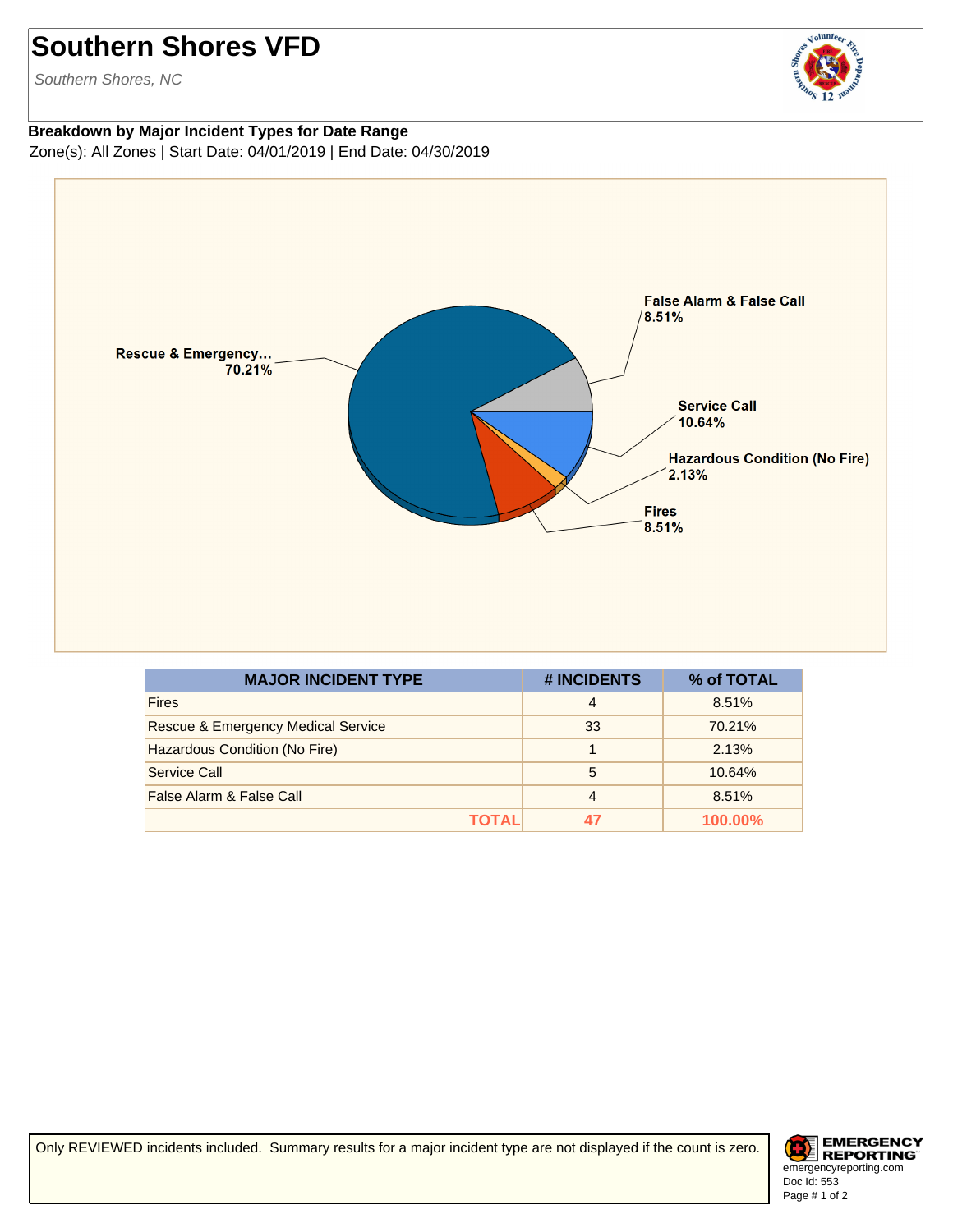# Southern Shores VFD

*Southern Shores, NC*

**Breakdown by Major Incident Types for Date Range**

Zone(s): All Zones | Start Date: 04/01/2019 | End Date: 04/30/2019

| MAJOR INCIDENT TYPE | # INCIDENTS | % of TOTAL |
|---|---|---|
| Fires | 4 | 8.51% |
| Rescue & Emergency Medical Service | 33 | 70.21% |
| Hazardous Condition (No Fire) | 1 | 2.13% |
| Service Call | 5 | 10.64% |
| False Alarm & False Call | 4 | 8.51% |
| **TOTAL** | **47** | **100.00%** |

Only REVIEWED incidents included. Summary results for a major incident type are not displayed if the count is zero.

EMERGENCY REPORTING
emergencyreporting.com
Doc Id: 553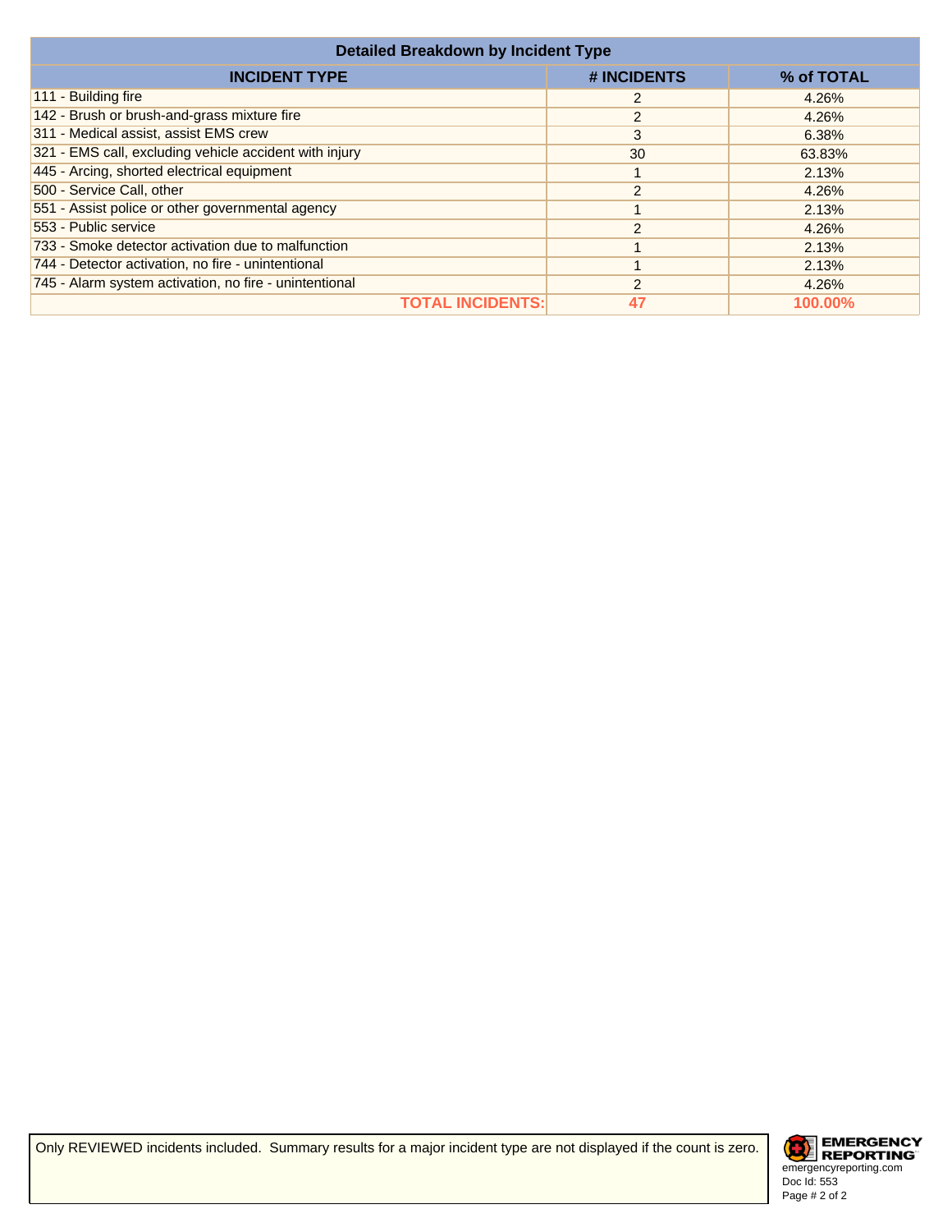| Detailed Breakdown by Incident Type | | |
|---|---|---|
| **INCIDENT TYPE** | **# INCIDENTS** | **% of TOTAL** |
| 111 - Building fire | 2 | 4.26% |
| 142 - Brush or brush-and-grass mixture fire | 2 | 4.26% |
| 311 - Medical assist, assist EMS crew | 3 | 6.38% |
| 321 - EMS call, excluding vehicle accident with injury | 30 | 63.83% |
| 445 - Arcing, shorted electrical equipment | 1 | 2.13% |
| 500 - Service Call, other | 2 | 4.26% |
| 551 - Assist police or other governmental agency | 1 | 2.13% |
| 553 - Public service | 2 | 4.26% |
| 733 - Smoke detector activation due to malfunction | 1 | 2.13% |
| 744 - Detector activation, no fire - unintentional | 1 | 2.13% |
| 745 - Alarm system activation, no fire - unintentional | 2 | 4.26% |
| **TOTAL INCIDENTS:** | **47** | **100.00%** |

Only REVIEWED incidents included. Summary results for a major incident type are not displayed if the count is zero.

EMERGENCY REPORTING
emergencyreporting.com
Doc Id: 553